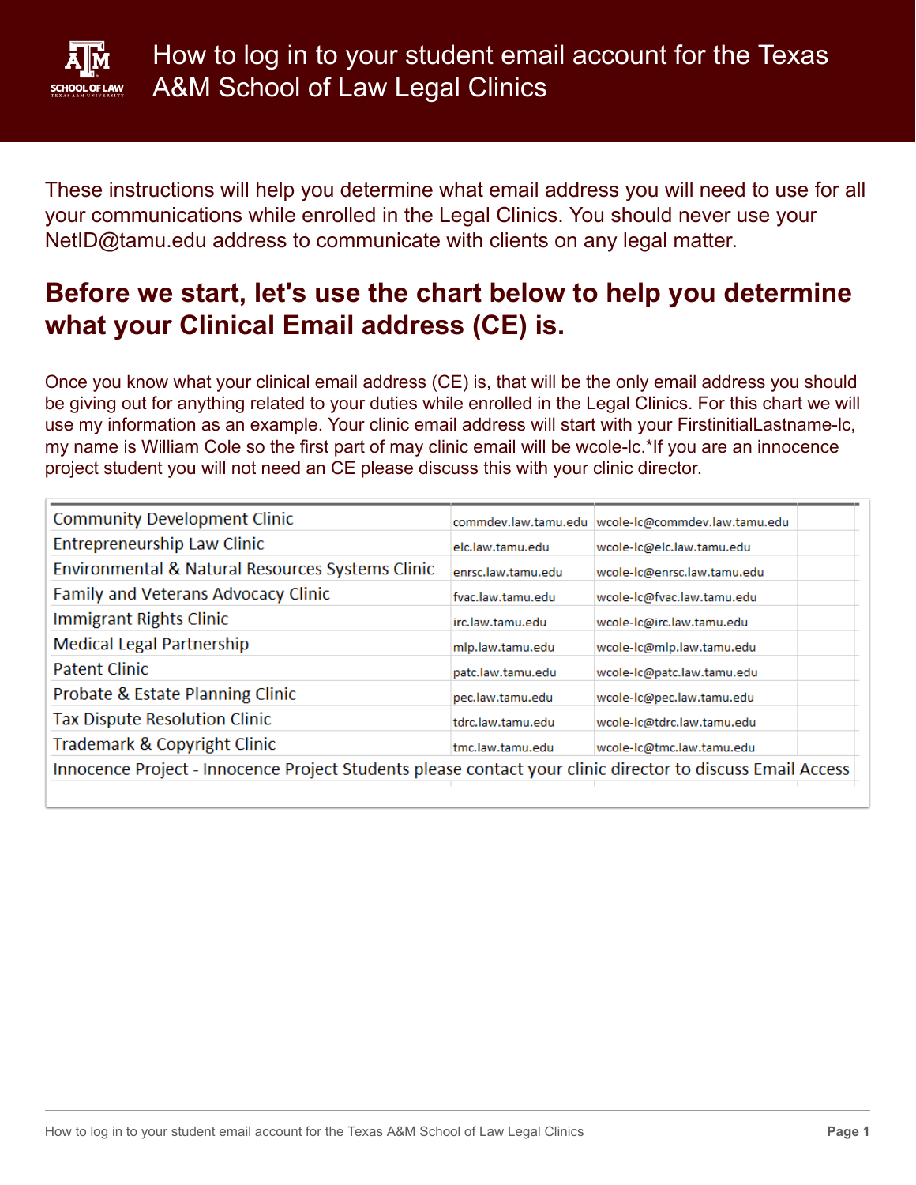# How to log in to your student email account for the Texas A&M School of Law Legal Clinics

These instructions will help you determine what email address you will need to use for all your communications while enrolled in the Legal Clinics. You should never use your NetID@tamu.edu address to communicate with clients on any legal matter.

## Before we start, let's use the chart below to help you determine what your Clinical Email address (CE) is.

Once you know what your clinical email address (CE) is, that will be the only email address you should be giving out for anything related to your duties while enrolled in the Legal Clinics. For this chart we will use my information as an example. Your clinic email address will start with your FirstinitialLastname-lc, my name is William Cole so the first part of may clinic email will be wcole-lc.*If you are an innocence project student you will not need an CE please discuss this with your clinic director.

| Clinic | Domain | Example Email |
|---|---|---|
| Community Development Clinic | commdev.law.tamu.edu | wcole-lc@commdev.law.tamu.edu |
| Entrepreneurship Law Clinic | elc.law.tamu.edu | wcole-lc@elc.law.tamu.edu |
| Environmental & Natural Resources Systems Clinic | enrsc.law.tamu.edu | wcole-lc@enrsc.law.tamu.edu |
| Family and Veterans Advocacy Clinic | fvac.law.tamu.edu | wcole-lc@fvac.law.tamu.edu |
| Immigrant Rights Clinic | irc.law.tamu.edu | wcole-lc@irc.law.tamu.edu |
| Medical Legal Partnership | mlp.law.tamu.edu | wcole-lc@mlp.law.tamu.edu |
| Patent Clinic | patc.law.tamu.edu | wcole-lc@patc.law.tamu.edu |
| Probate & Estate Planning Clinic | pec.law.tamu.edu | wcole-lc@pec.law.tamu.edu |
| Tax Dispute Resolution Clinic | tdrc.law.tamu.edu | wcole-lc@tdrc.law.tamu.edu |
| Trademark & Copyright Clinic | tmc.law.tamu.edu | wcole-lc@tmc.law.tamu.edu |
| Innocence Project - Innocence Project Students please contact your clinic director to discuss Email Access | | |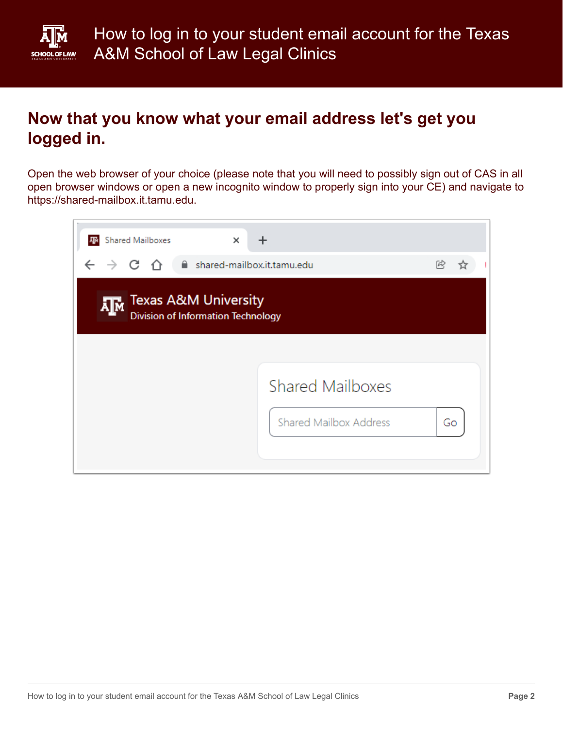## Now that you know what your email address let's get you logged in.

Open the web browser of your choice (please note that you will need to possibly sign out of CAS in all open browser windows or open a new incognito window to properly sign into your CE) and navigate to https://shared-mailbox.it.tamu.edu.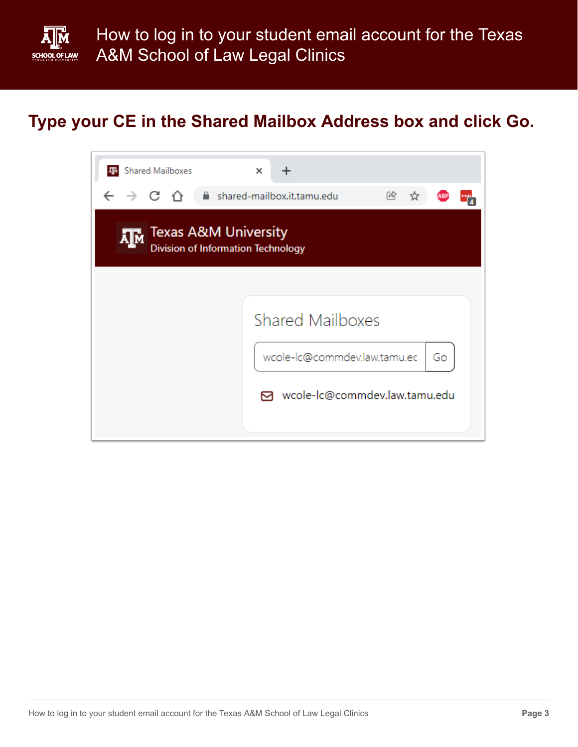# How to log in to your student email account for the Texas A&M School of Law Legal Clinics

## Type your CE in the Shared Mailbox Address box and click Go.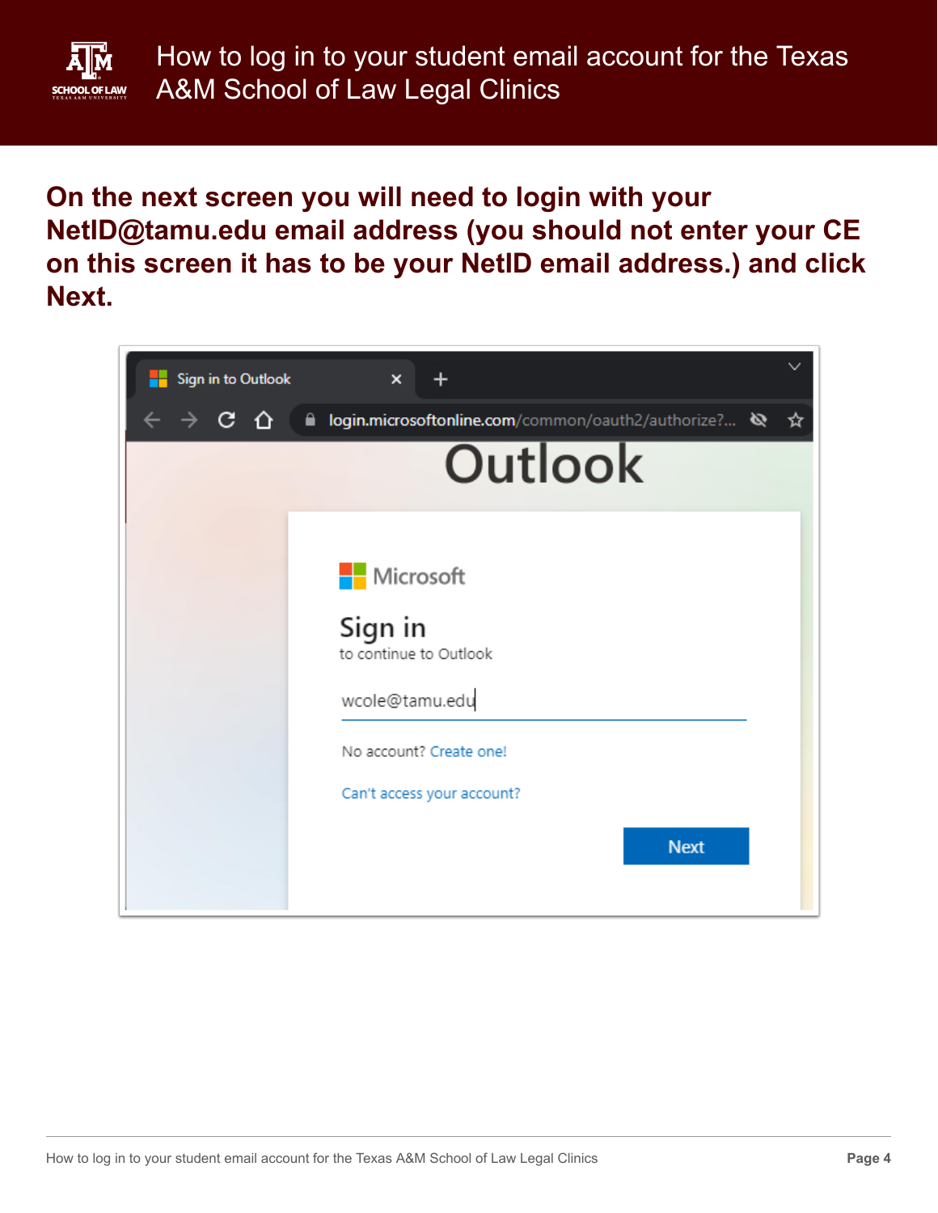**On the next screen you will need to login with your NetID@tamu.edu email address (you should not enter your CE on this screen it has to be your NetID email address.) and click Next.**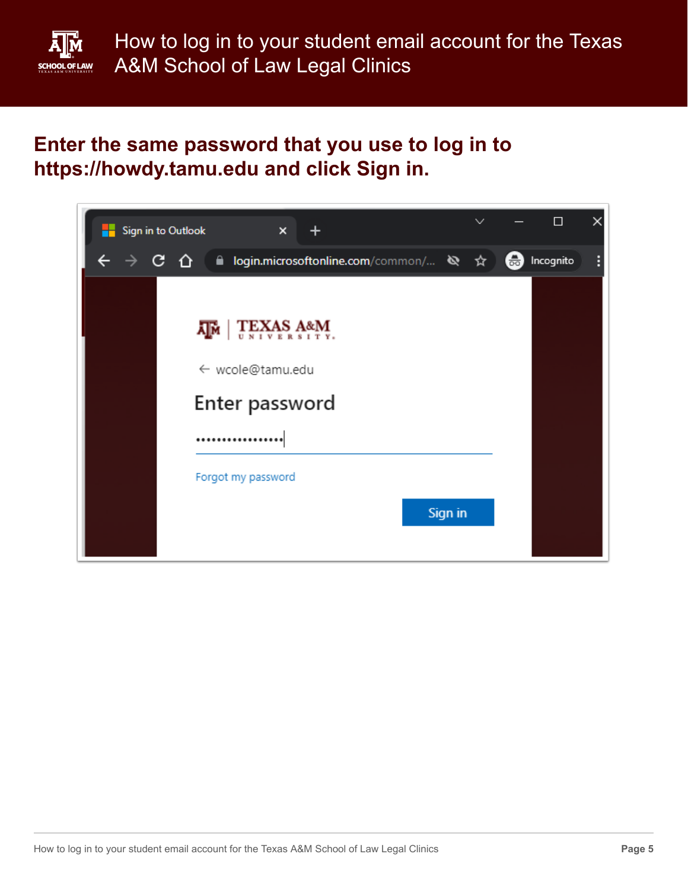## Enter the same password that you use to log in to https://howdy.tamu.edu and click Sign in.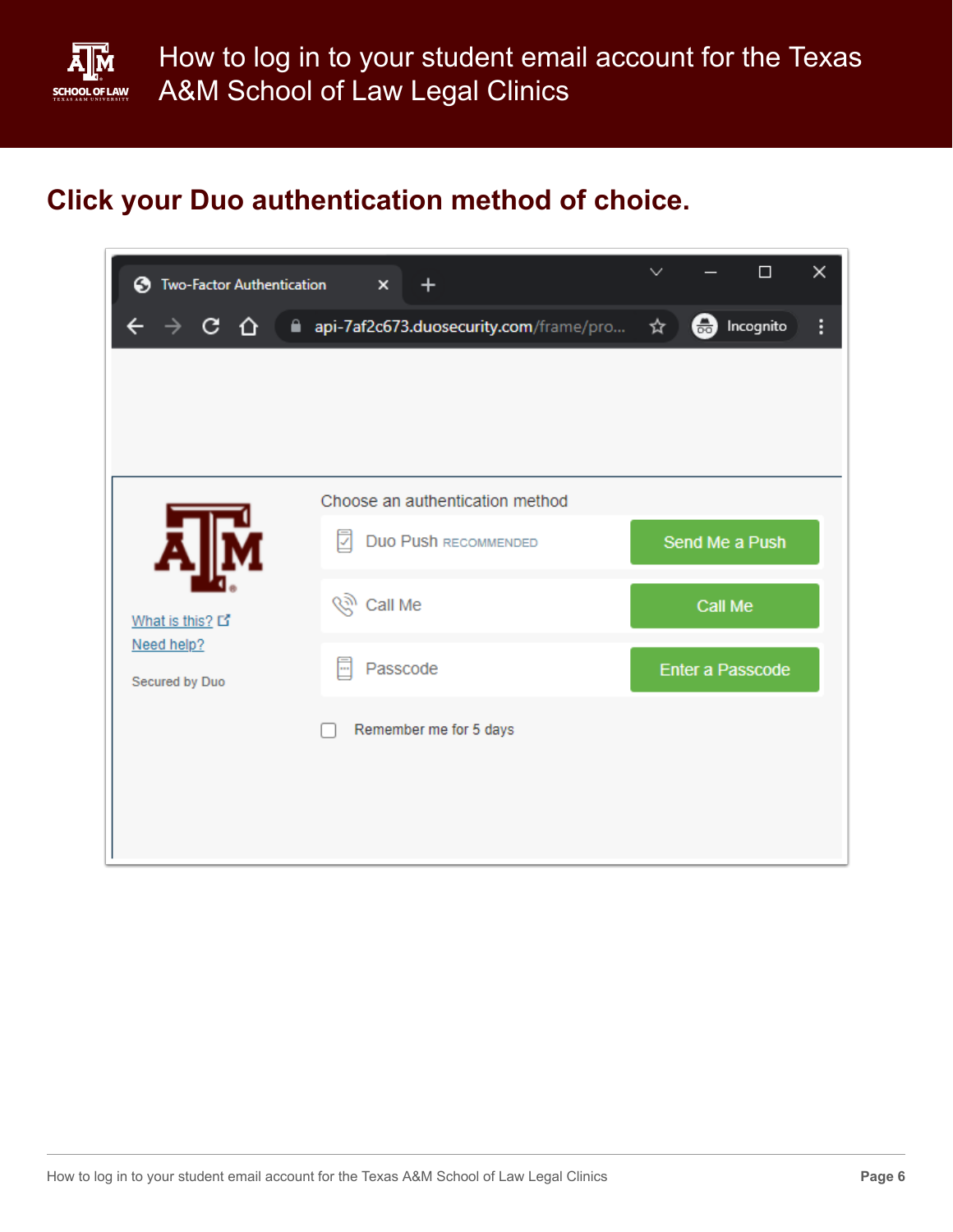## Click your Duo authentication method of choice.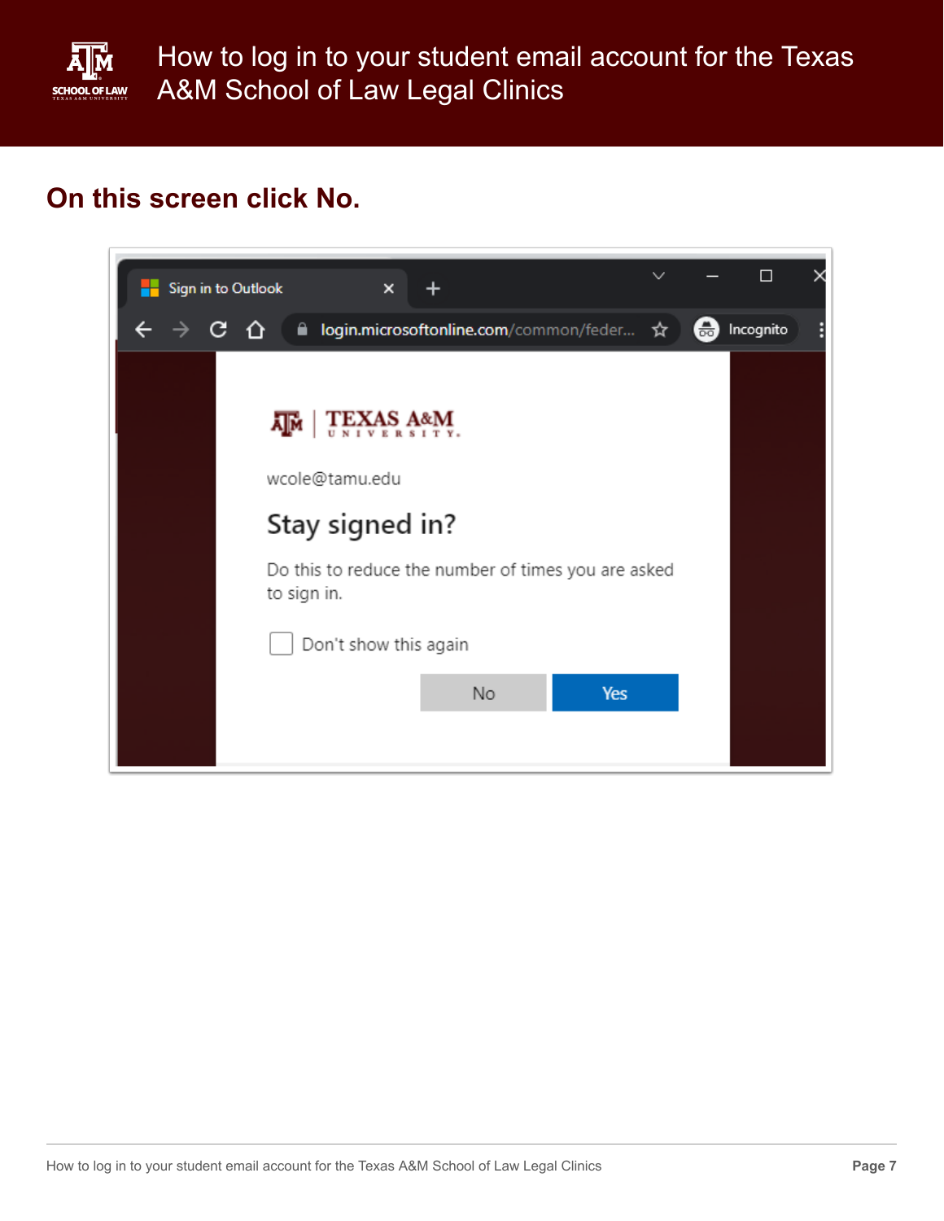## On this screen click No.

wcole@tamu.edu

Stay signed in?

Do this to reduce the number of times you are asked to sign in.

Don't show this again

No Yes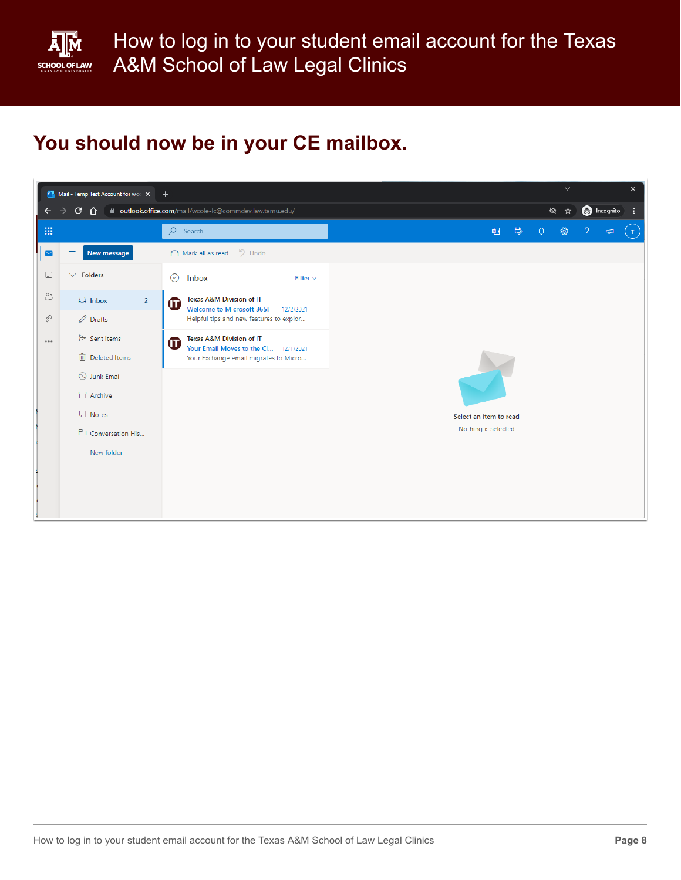## You should now be in your CE mailbox.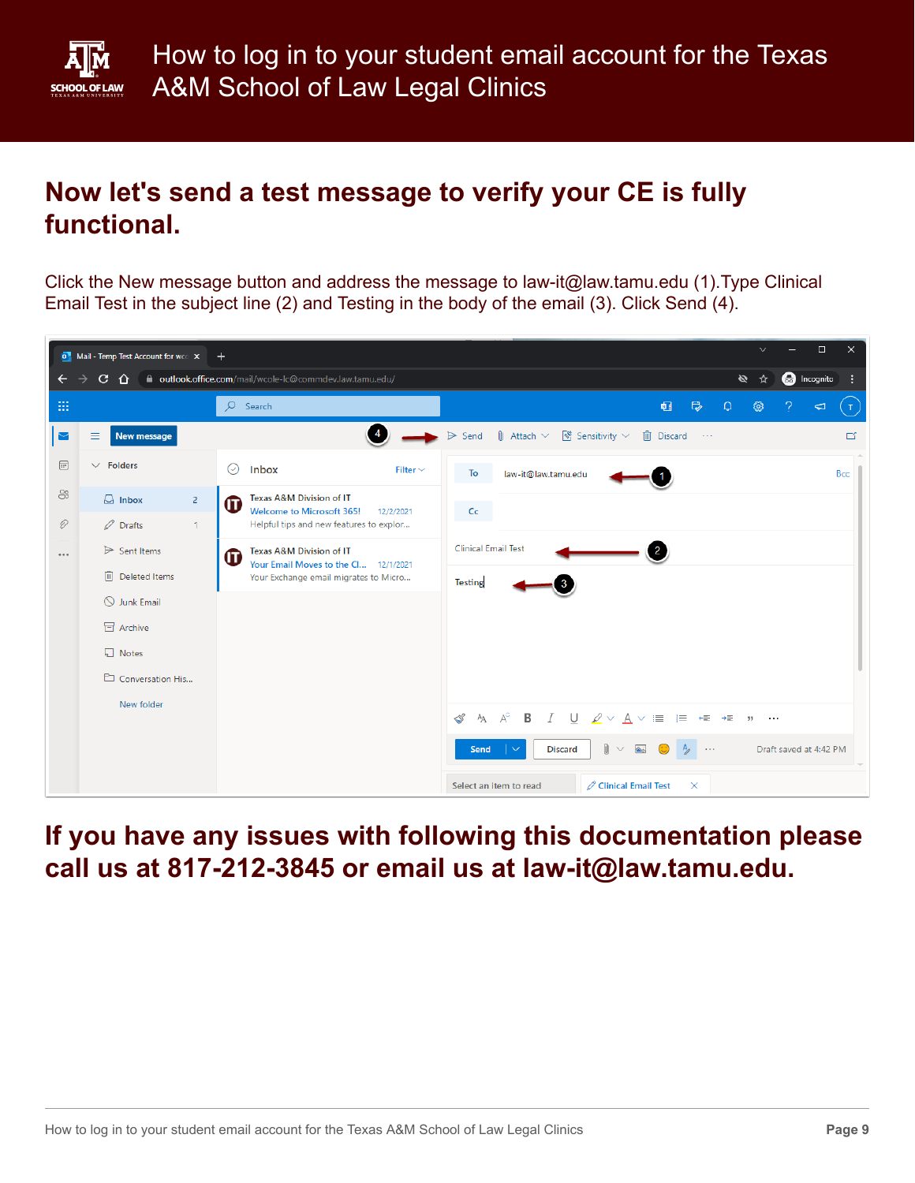# How to log in to your student email account for the Texas A&M School of Law Legal Clinics

## Now let's send a test message to verify your CE is fully functional.

Click the New message button and address the message to law-it@law.tamu.edu (1).Type Clinical Email Test in the subject line (2) and Testing in the body of the email (3). Click Send (4).

## If you have any issues with following this documentation please call us at 817-212-3845 or email us at law-it@law.tamu.edu.